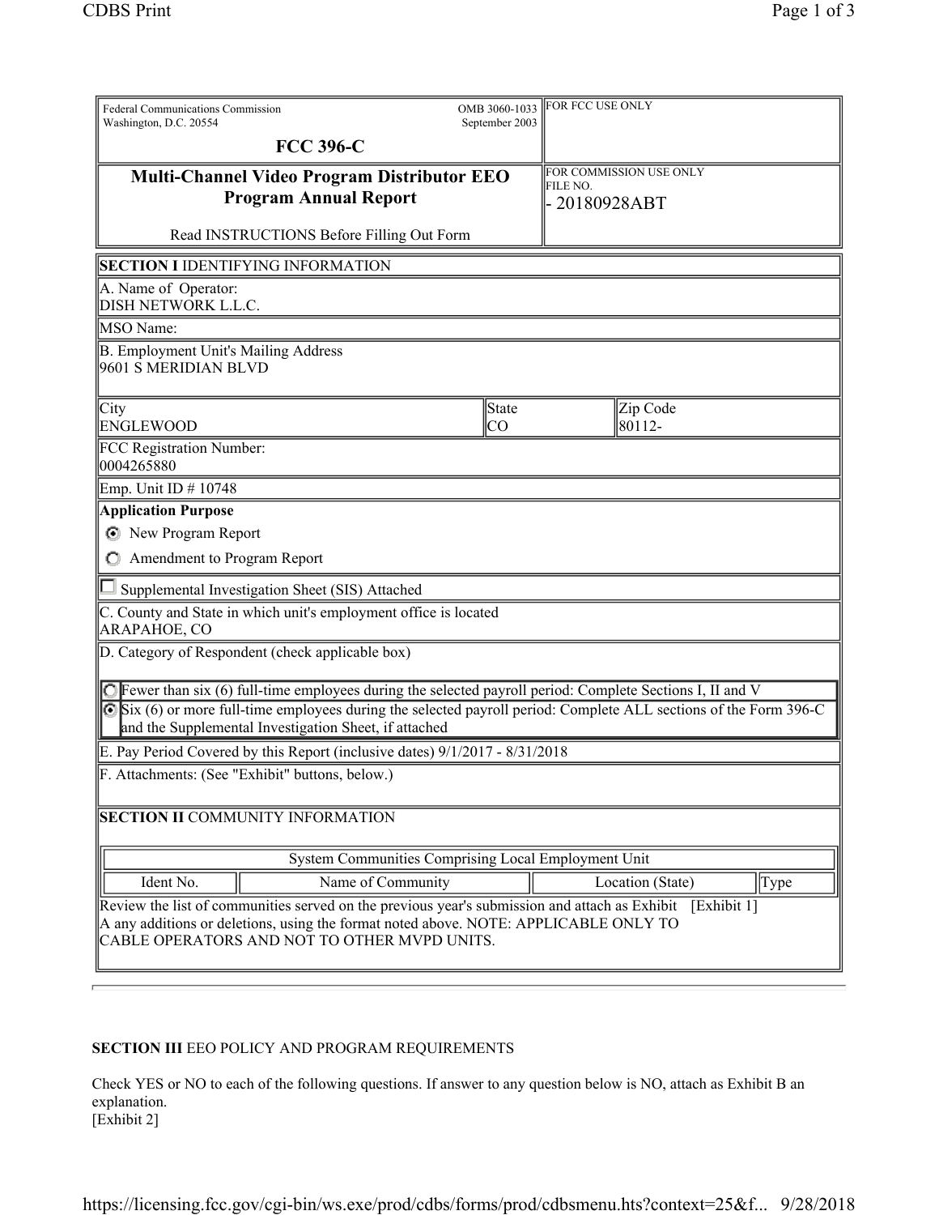Federal Communications Commission
Washington, D.C. 20554

OMB 3060-1033
September 2003

FOR FCC USE ONLY

# FCC 396-C

## Multi-Channel Video Program Distributor EEO Program Annual Report

Read INSTRUCTIONS Before Filling Out Form

FOR COMMISSION USE ONLY
FILE NO.
- 20180928ABT

**SECTION I** IDENTIFYING INFORMATION

A. Name of Operator:
DISH NETWORK L.L.C.

MSO Name:

B. Employment Unit's Mailing Address
9601 S MERIDIAN BLVD

| City | State | Zip Code |
| --- | --- | --- |
| ENGLEWOOD | CO | 80112- |

FCC Registration Number:
0004265880

Emp. Unit ID # 10748

**Application Purpose**

- (●) New Program Report
- ( ) Amendment to Program Report

☐ Supplemental Investigation Sheet (SIS) Attached

C. County and State in which unit's employment office is located
ARAPAHOE, CO

D. Category of Respondent (check applicable box)

- ( ) Fewer than six (6) full-time employees during the selected payroll period: Complete Sections I, II and V
- (●) Six (6) or more full-time employees during the selected payroll period: Complete ALL sections of the Form 396-C and the Supplemental Investigation Sheet, if attached

E. Pay Period Covered by this Report (inclusive dates) 9/1/2017 - 8/31/2018

F. Attachments: (See "Exhibit" buttons, below.)

**SECTION II** COMMUNITY INFORMATION

| System Communities Comprising Local Employment Unit | | | |
| --- | --- | --- | --- |
| Ident No. | Name of Community | Location (State) | Type |

Review the list of communities served on the previous year's submission and attach as Exhibit A any additions or deletions, using the format noted above. NOTE: APPLICABLE ONLY TO CABLE OPERATORS AND NOT TO OTHER MVPD UNITS. [Exhibit 1]

**SECTION III** EEO POLICY AND PROGRAM REQUIREMENTS

Check YES or NO to each of the following questions. If answer to any question below is NO, attach as Exhibit B an explanation.
[Exhibit 2]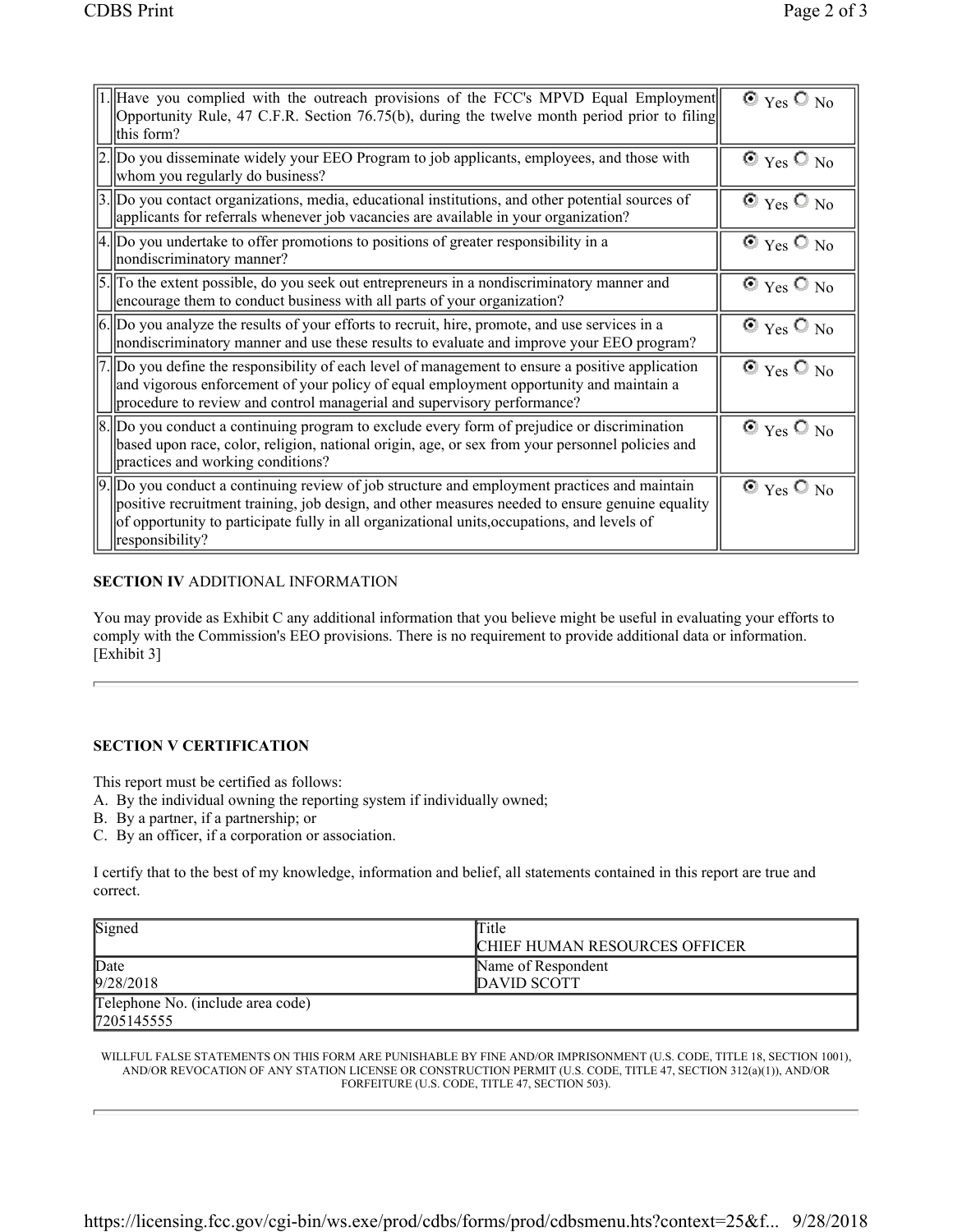| # | Question | Answer |
|---|---|---|
| 1. | Have you complied with the outreach provisions of the FCC's MPVD Equal Employment Opportunity Rule, 47 C.F.R. Section 76.75(b), during the twelve month period prior to filing this form? | ◉ Yes ○ No |
| 2. | Do you disseminate widely your EEO Program to job applicants, employees, and those with whom you regularly do business? | ◉ Yes ○ No |
| 3. | Do you contact organizations, media, educational institutions, and other potential sources of applicants for referrals whenever job vacancies are available in your organization? | ◉ Yes ○ No |
| 4. | Do you undertake to offer promotions to positions of greater responsibility in a nondiscriminatory manner? | ◉ Yes ○ No |
| 5. | To the extent possible, do you seek out entrepreneurs in a nondiscriminatory manner and encourage them to conduct business with all parts of your organization? | ◉ Yes ○ No |
| 6. | Do you analyze the results of your efforts to recruit, hire, promote, and use services in a nondiscriminatory manner and use these results to evaluate and improve your EEO program? | ◉ Yes ○ No |
| 7. | Do you define the responsibility of each level of management to ensure a positive application and vigorous enforcement of your policy of equal employment opportunity and maintain a procedure to review and control managerial and supervisory performance? | ◉ Yes ○ No |
| 8. | Do you conduct a continuing program to exclude every form of prejudice or discrimination based upon race, color, religion, national origin, age, or sex from your personnel policies and practices and working conditions? | ◉ Yes ○ No |
| 9. | Do you conduct a continuing review of job structure and employment practices and maintain positive recruitment training, job design, and other measures needed to ensure genuine equality of opportunity to participate fully in all organizational units,occupations, and levels of responsibility? | ◉ Yes ○ No |

**SECTION IV** ADDITIONAL INFORMATION

You may provide as Exhibit C any additional information that you believe might be useful in evaluating your efforts to comply with the Commission's EEO provisions. There is no requirement to provide additional data or information. [Exhibit 3]

---

**SECTION V CERTIFICATION**

This report must be certified as follows:

A. By the individual owning the reporting system if individually owned;
B. By a partner, if a partnership; or
C. By an officer, if a corporation or association.

I certify that to the best of my knowledge, information and belief, all statements contained in this report are true and correct.

| Signed | Title<br>CHIEF HUMAN RESOURCES OFFICER |
|---|---|
| Date<br>9/28/2018 | Name of Respondent<br>DAVID SCOTT |
| Telephone No. (include area code)<br>7205145555 | |

WILLFUL FALSE STATEMENTS ON THIS FORM ARE PUNISHABLE BY FINE AND/OR IMPRISONMENT (U.S. CODE, TITLE 18, SECTION 1001), AND/OR REVOCATION OF ANY STATION LICENSE OR CONSTRUCTION PERMIT (U.S. CODE, TITLE 47, SECTION 312(a)(1)), AND/OR FORFEITURE (U.S. CODE, TITLE 47, SECTION 503).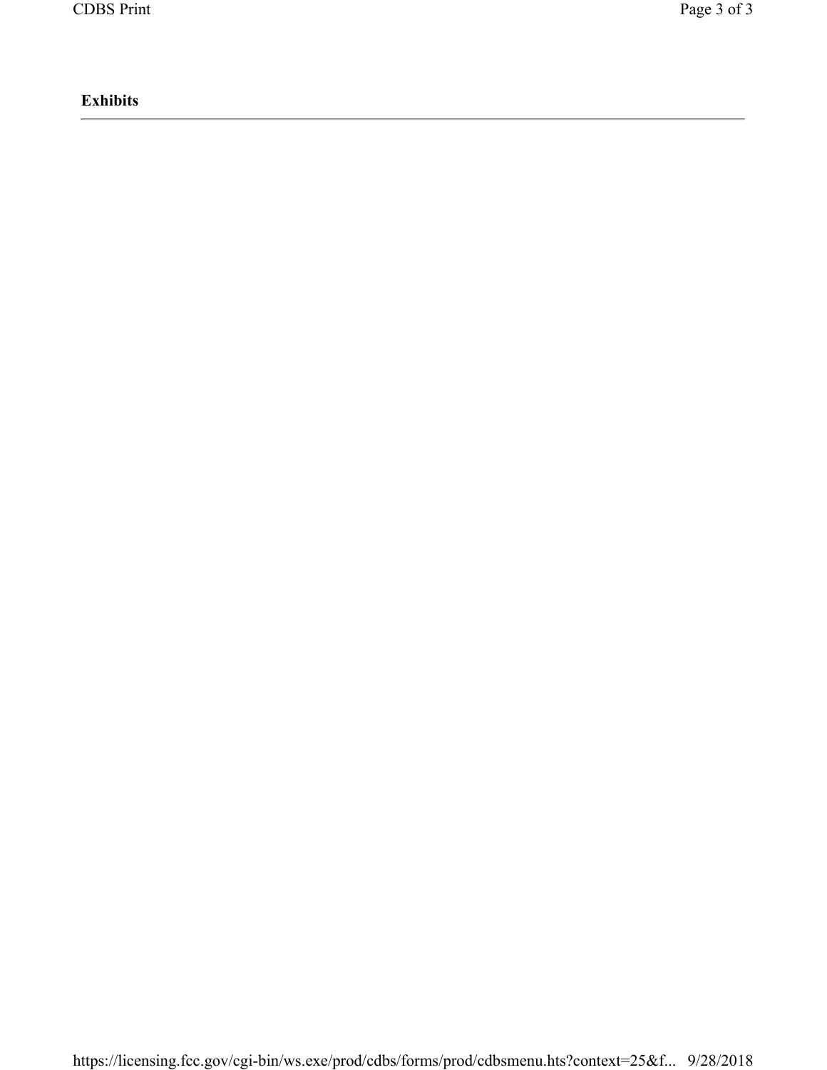## Exhibits

---